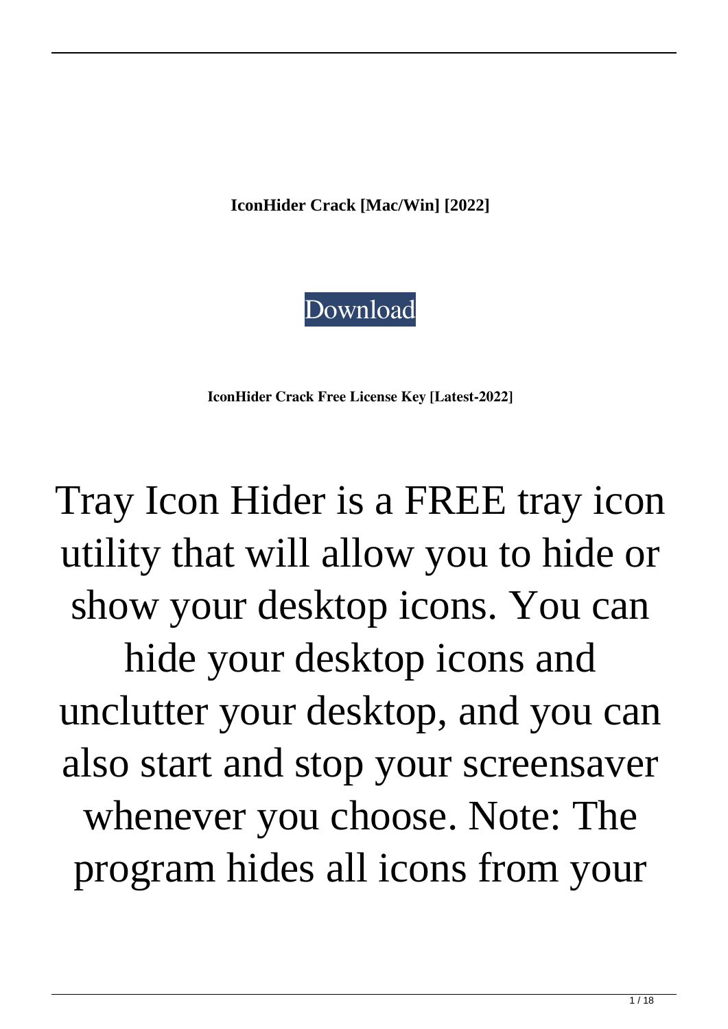**IconHider Crack [Mac/Win] [2022]**

[Download]

**IconHider Crack Free License Key [Latest-2022]**

Tray Icon Hider is a FREE tray icon utility that will allow you to hide or show your desktop icons. You can hide your desktop icons and unclutter your desktop, and you can also start and stop your screensaver whenever you choose. Note: The program hides all icons from your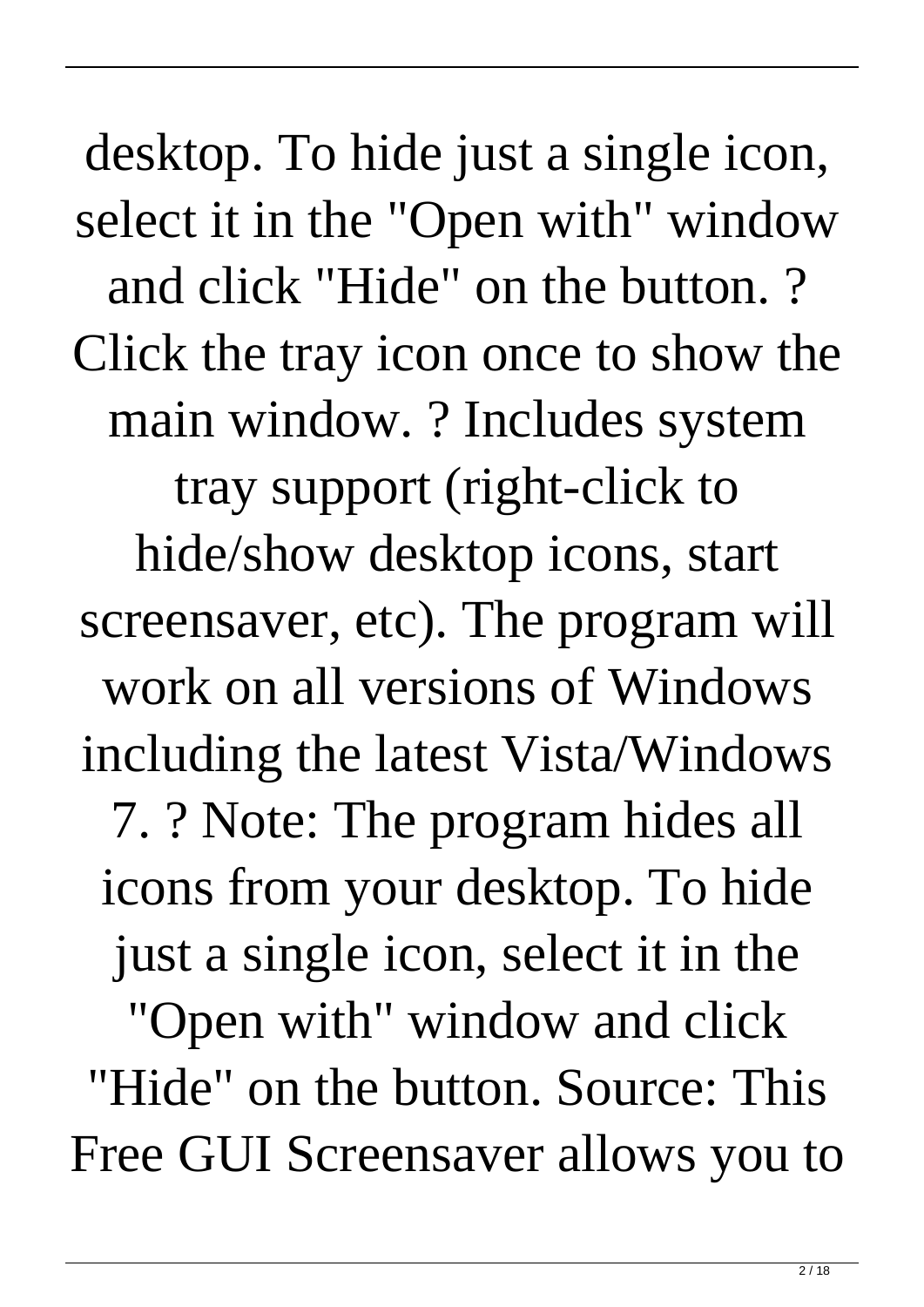desktop. To hide just a single icon, select it in the "Open with" window and click "Hide" on the button. ? Click the tray icon once to show the main window. ? Includes system tray support (right-click to hide/show desktop icons, start screensaver, etc). The program will work on all versions of Windows including the latest Vista/Windows 7. ? Note: The program hides all icons from your desktop. To hide just a single icon, select it in the "Open with" window and click "Hide" on the button. Source: This Free GUI Screensaver allows you to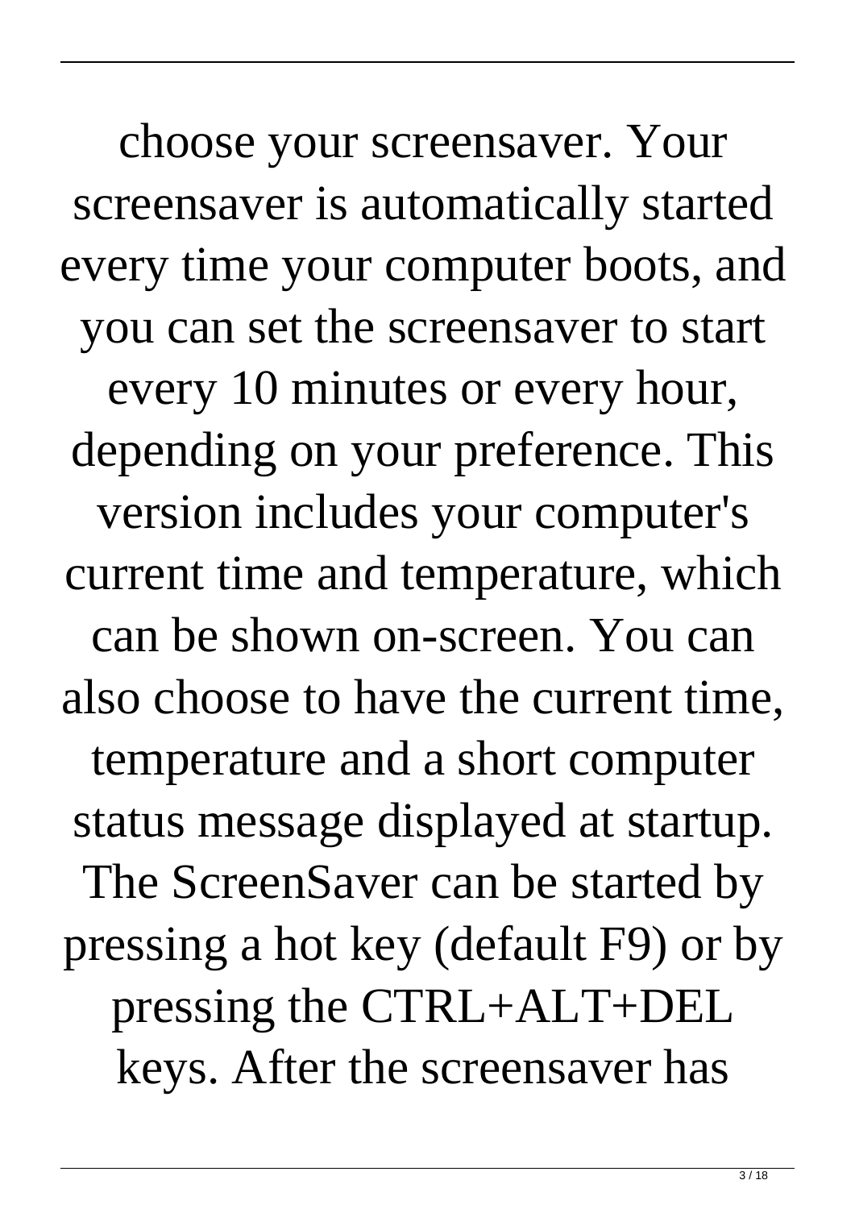choose your screensaver. Your screensaver is automatically started every time your computer boots, and you can set the screensaver to start every 10 minutes or every hour, depending on your preference. This version includes your computer's current time and temperature, which can be shown on-screen. You can also choose to have the current time, temperature and a short computer status message displayed at startup. The ScreenSaver can be started by pressing a hot key (default F9) or by pressing the CTRL+ALT+DEL keys. After the screensaver has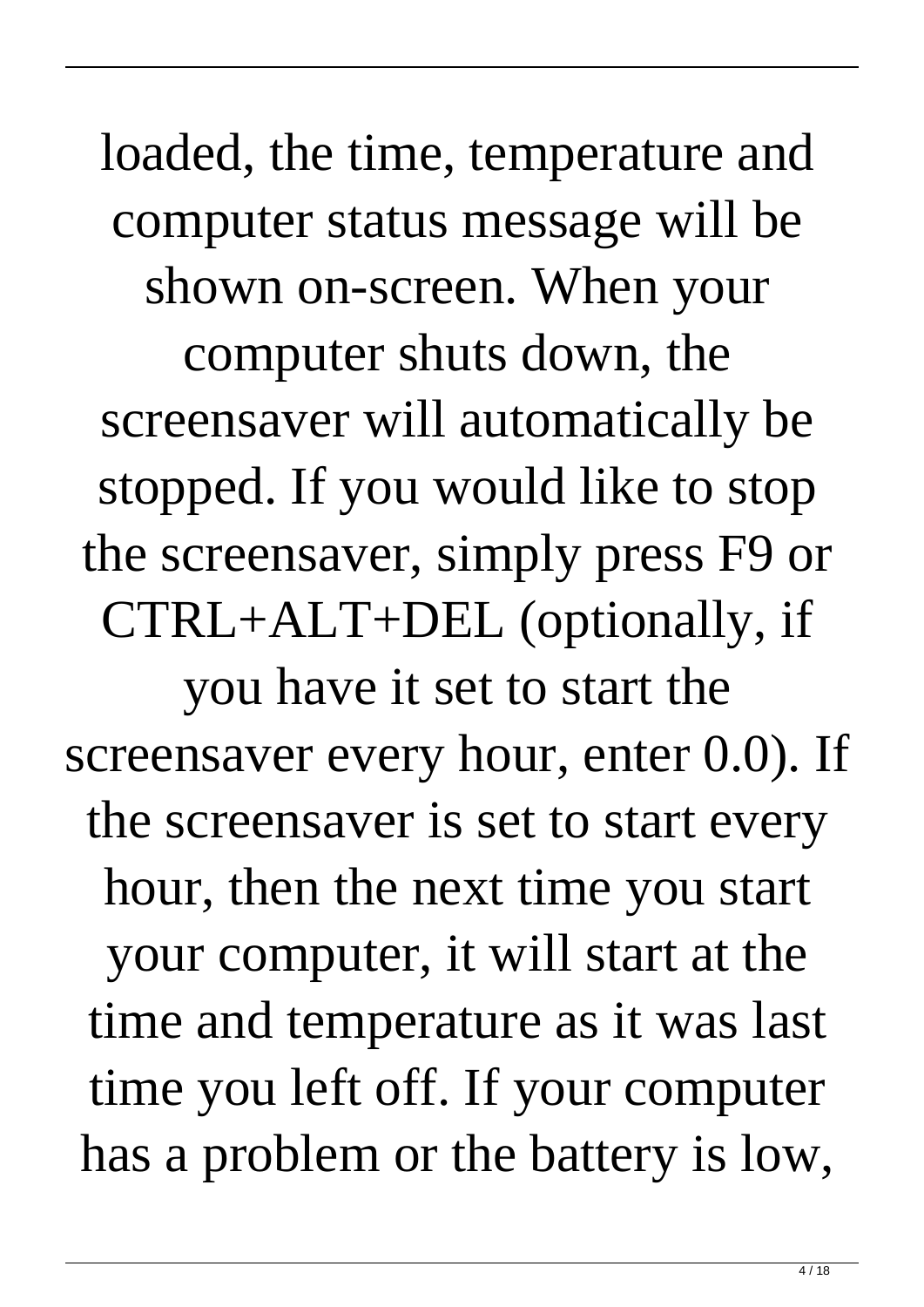loaded, the time, temperature and computer status message will be shown on-screen. When your computer shuts down, the screensaver will automatically be stopped. If you would like to stop the screensaver, simply press F9 or CTRL+ALT+DEL (optionally, if you have it set to start the screensaver every hour, enter 0.0). If the screensaver is set to start every hour, then the next time you start your computer, it will start at the time and temperature as it was last time you left off. If your computer has a problem or the battery is low,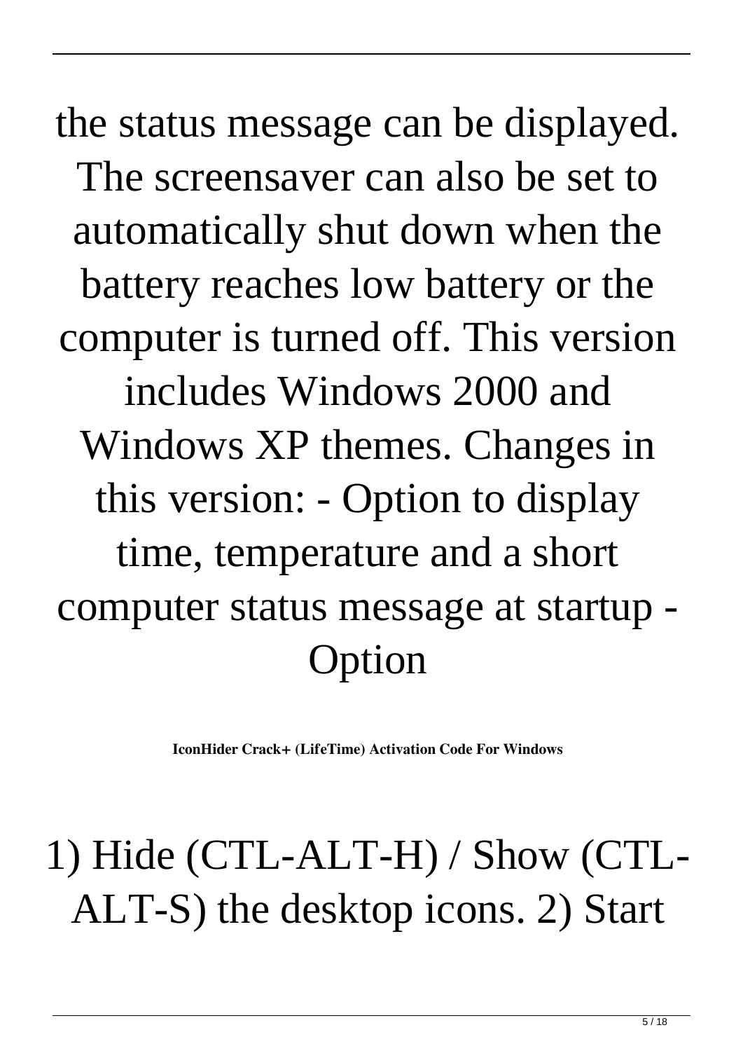the status message can be displayed. The screensaver can also be set to automatically shut down when the battery reaches low battery or the computer is turned off. This version includes Windows 2000 and Windows XP themes. Changes in this version: - Option to display time, temperature and a short computer status message at startup - Option

**IconHider Crack+ (LifeTime) Activation Code For Windows**

1) Hide (CTL-ALT-H) / Show (CTL-ALT-S) the desktop icons. 2) Start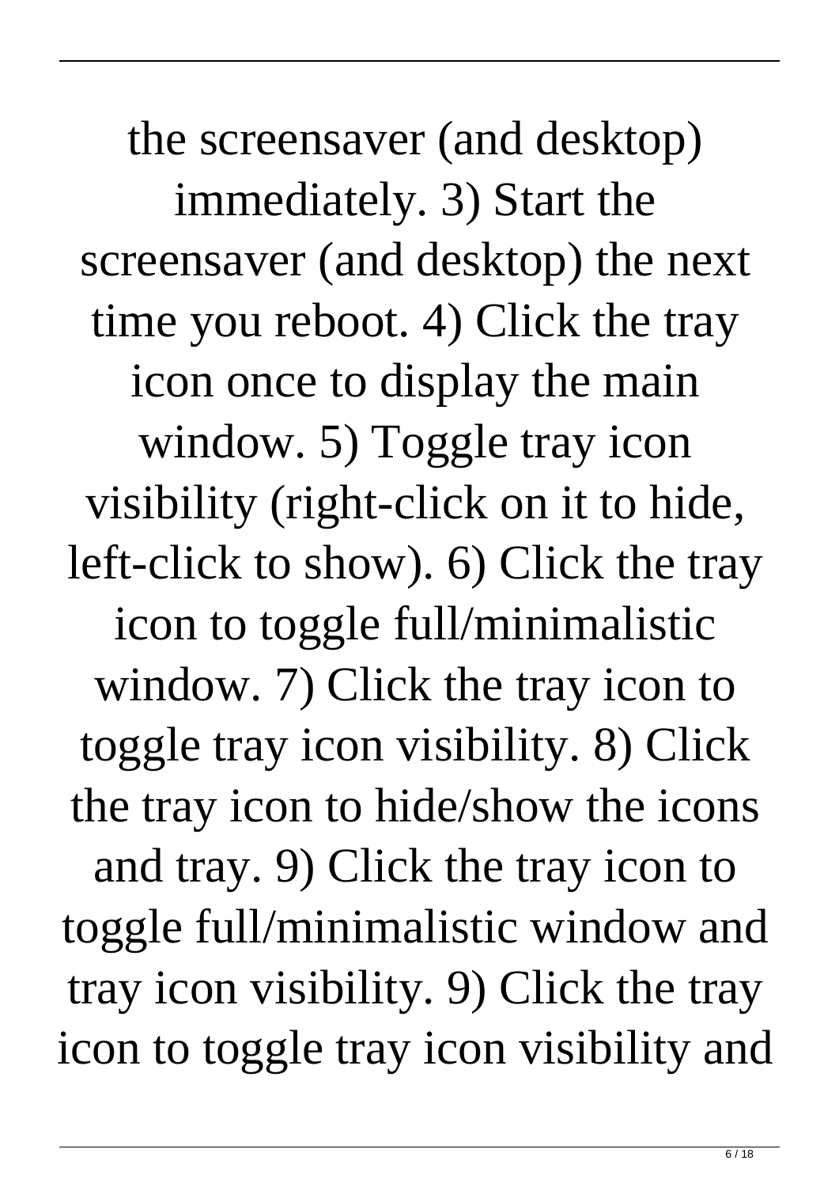the screensaver (and desktop) immediately. 3) Start the screensaver (and desktop) the next time you reboot. 4) Click the tray icon once to display the main window. 5) Toggle tray icon visibility (right-click on it to hide, left-click to show). 6) Click the tray icon to toggle full/minimalistic window. 7) Click the tray icon to toggle tray icon visibility. 8) Click the tray icon to hide/show the icons and tray. 9) Click the tray icon to toggle full/minimalistic window and tray icon visibility. 9) Click the tray icon to toggle tray icon visibility and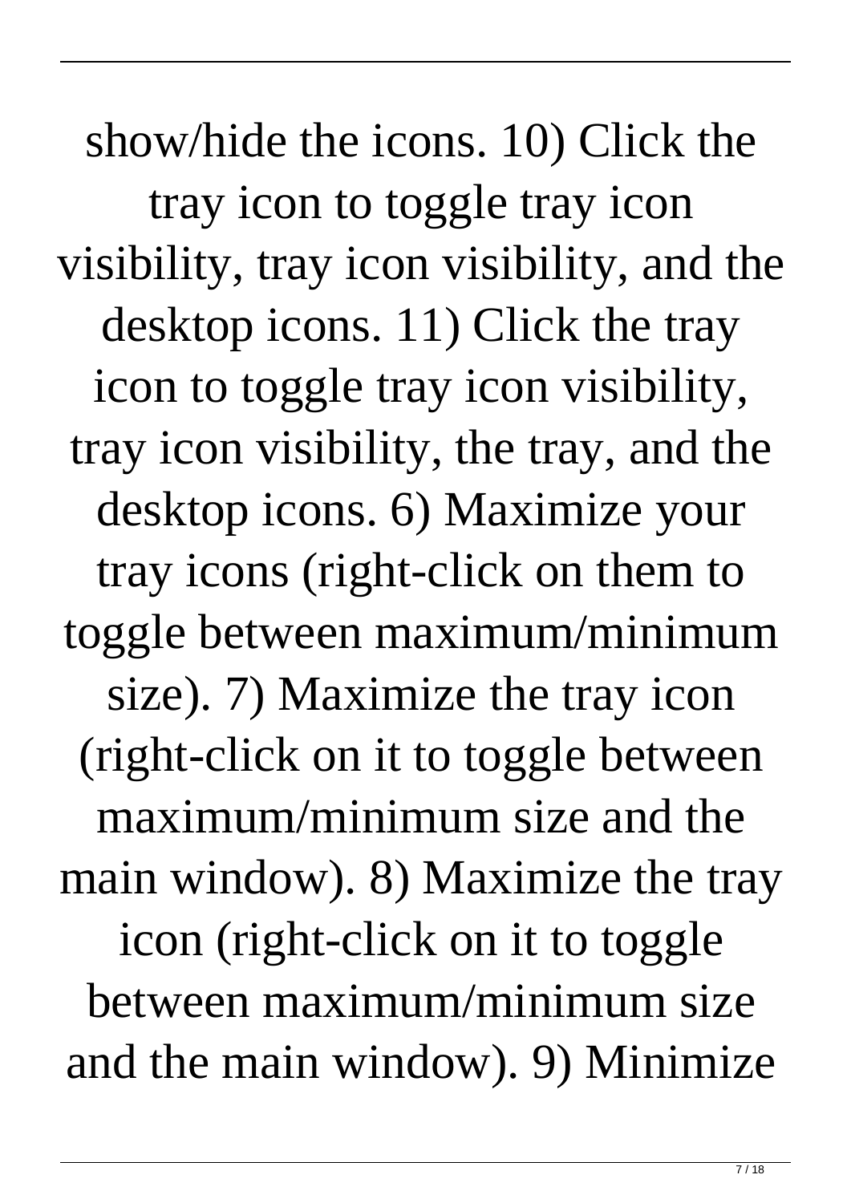show/hide the icons. 10) Click the tray icon to toggle tray icon visibility, tray icon visibility, and the desktop icons. 11) Click the tray icon to toggle tray icon visibility, tray icon visibility, the tray, and the desktop icons. 6) Maximize your tray icons (right-click on them to toggle between maximum/minimum size). 7) Maximize the tray icon (right-click on it to toggle between maximum/minimum size and the main window). 8) Maximize the tray icon (right-click on it to toggle between maximum/minimum size and the main window). 9) Minimize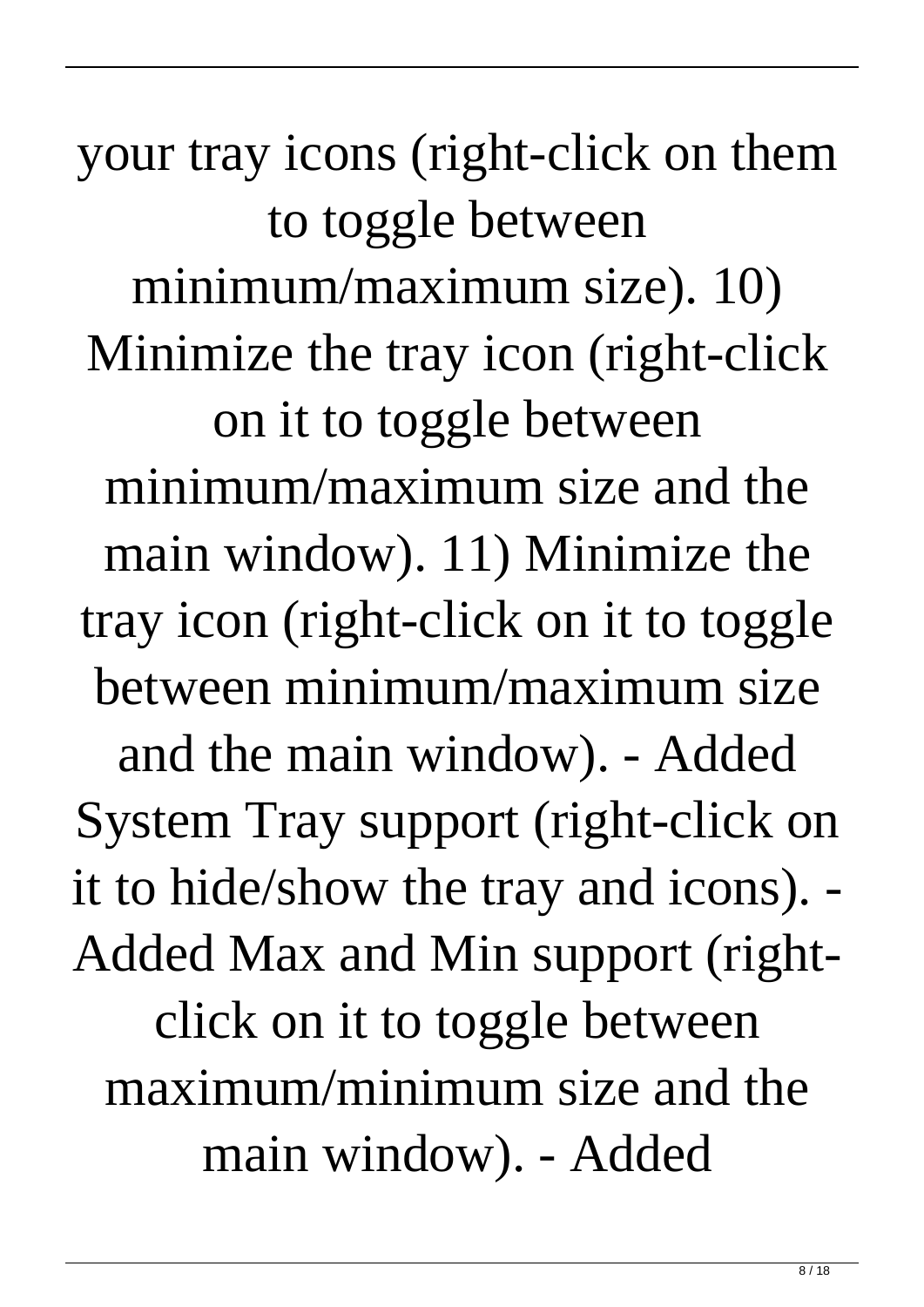your tray icons (right-click on them to toggle between minimum/maximum size). 10) Minimize the tray icon (right-click on it to toggle between minimum/maximum size and the main window). 11) Minimize the tray icon (right-click on it to toggle between minimum/maximum size and the main window). - Added System Tray support (right-click on it to hide/show the tray and icons). - Added Max and Min support (right-click on it to toggle between maximum/minimum size and the main window). - Added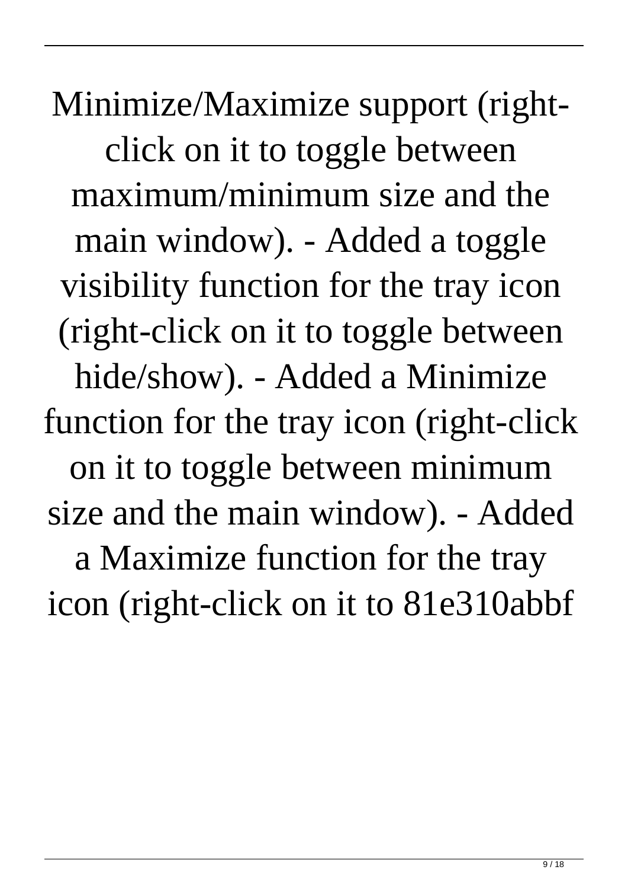Minimize/Maximize support (right-click on it to toggle between maximum/minimum size and the main window). - Added a toggle visibility function for the tray icon (right-click on it to toggle between hide/show). - Added a Minimize function for the tray icon (right-click on it to toggle between minimum size and the main window). - Added a Maximize function for the tray icon (right-click on it to 81e310abbf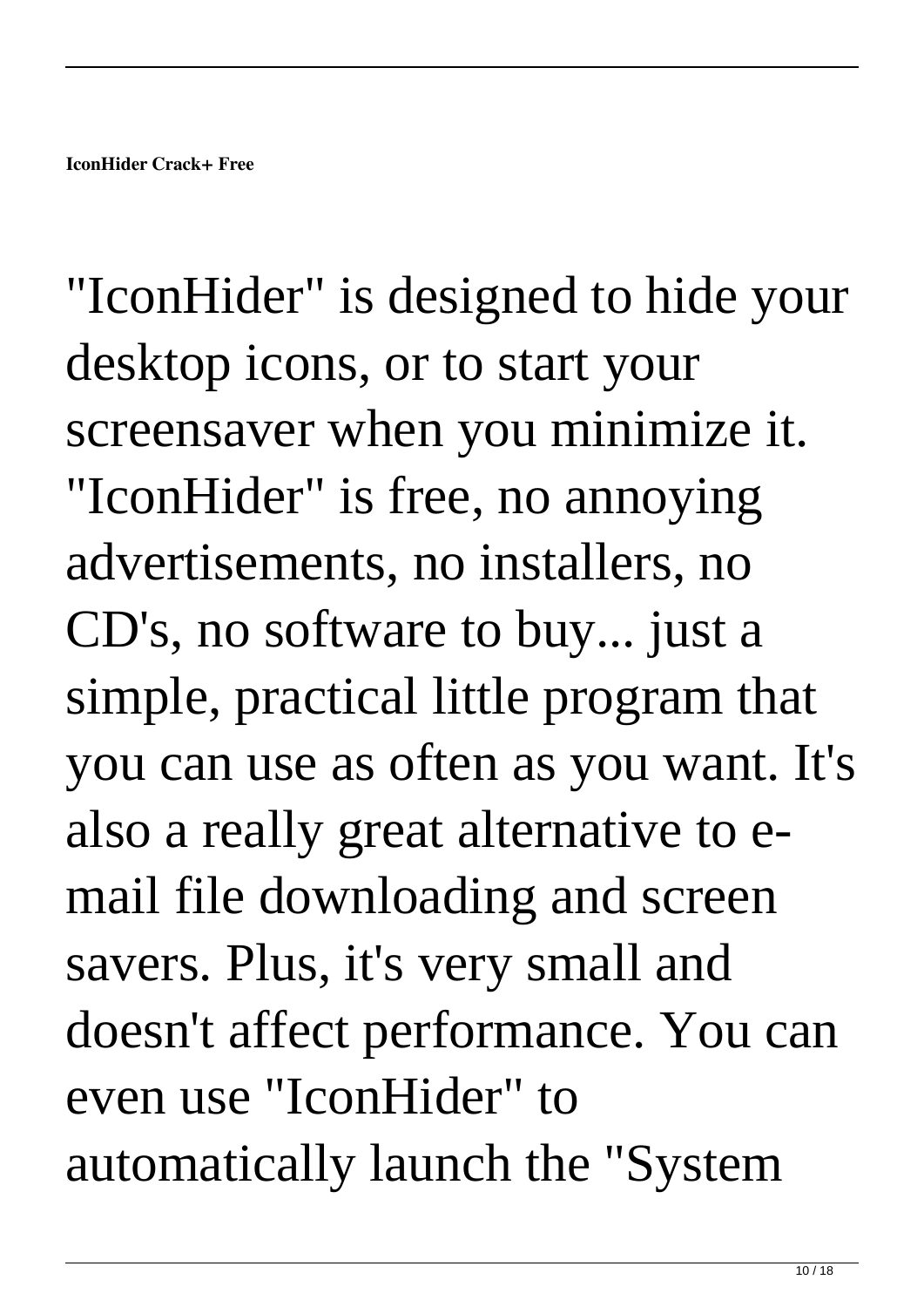**IconHider Crack+ Free**

"IconHider" is designed to hide your desktop icons, or to start your screensaver when you minimize it. "IconHider" is free, no annoying advertisements, no installers, no CD's, no software to buy... just a simple, practical little program that you can use as often as you want. It's also a really great alternative to e-mail file downloading and screen savers. Plus, it's very small and doesn't affect performance. You can even use "IconHider" to automatically launch the "System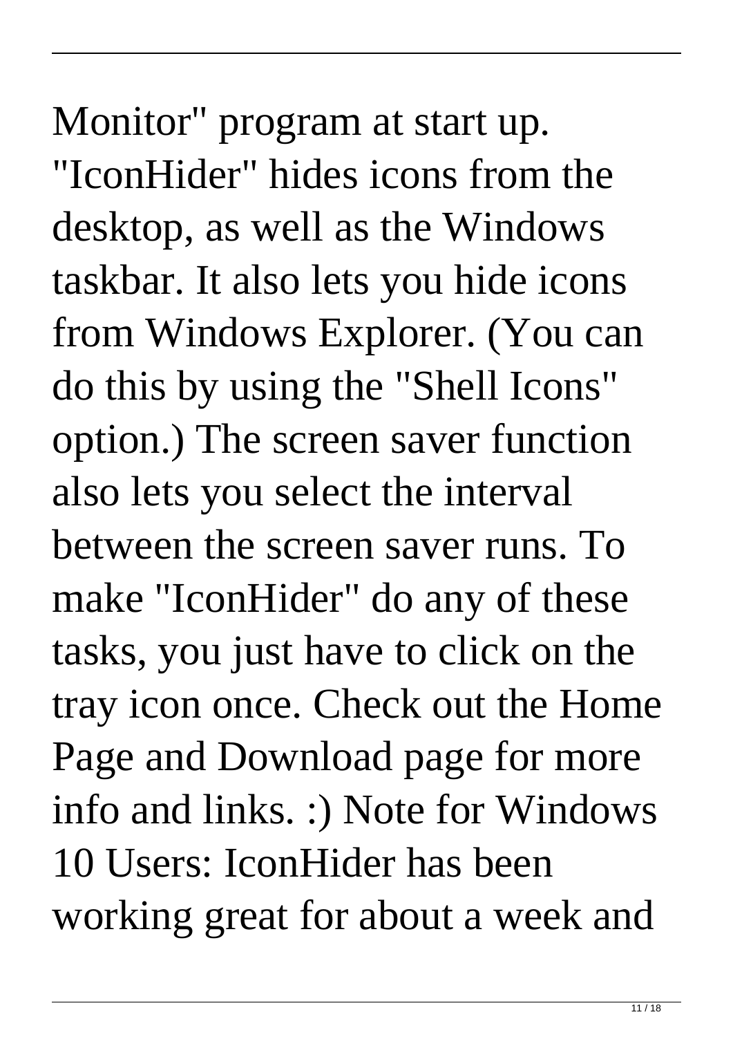Monitor" program at start up. "IconHider" hides icons from the desktop, as well as the Windows taskbar. It also lets you hide icons from Windows Explorer. (You can do this by using the "Shell Icons" option.) The screen saver function also lets you select the interval between the screen saver runs. To make "IconHider" do any of these tasks, you just have to click on the tray icon once. Check out the Home Page and Download page for more info and links. :) Note for Windows 10 Users: IconHider has been working great for about a week and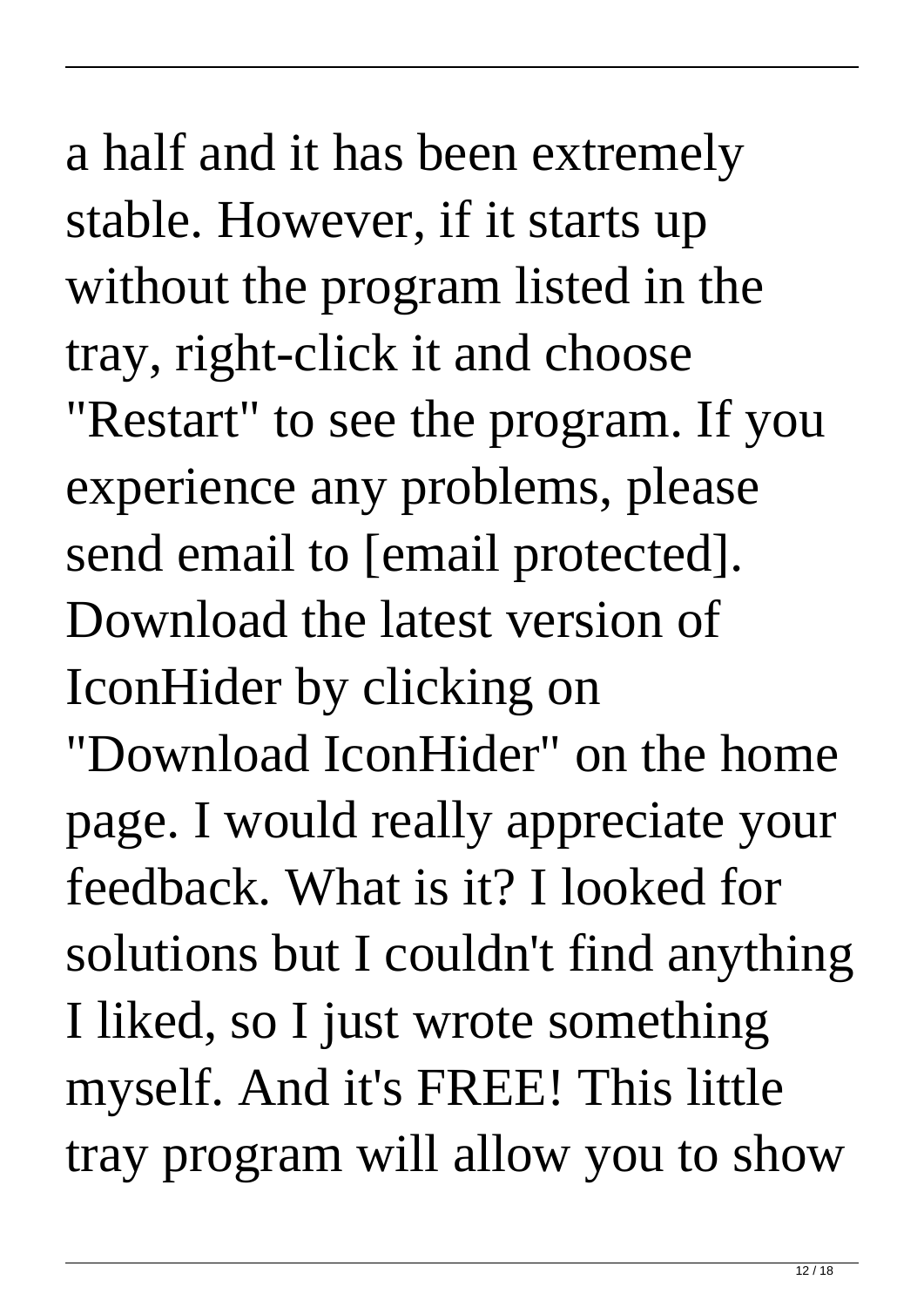a half and it has been extremely stable. However, if it starts up without the program listed in the tray, right-click it and choose "Restart" to see the program. If you experience any problems, please send email to [email protected]. Download the latest version of IconHider by clicking on "Download IconHider" on the home page. I would really appreciate your feedback. What is it? I looked for solutions but I couldn't find anything I liked, so I just wrote something myself. And it's FREE! This little tray program will allow you to show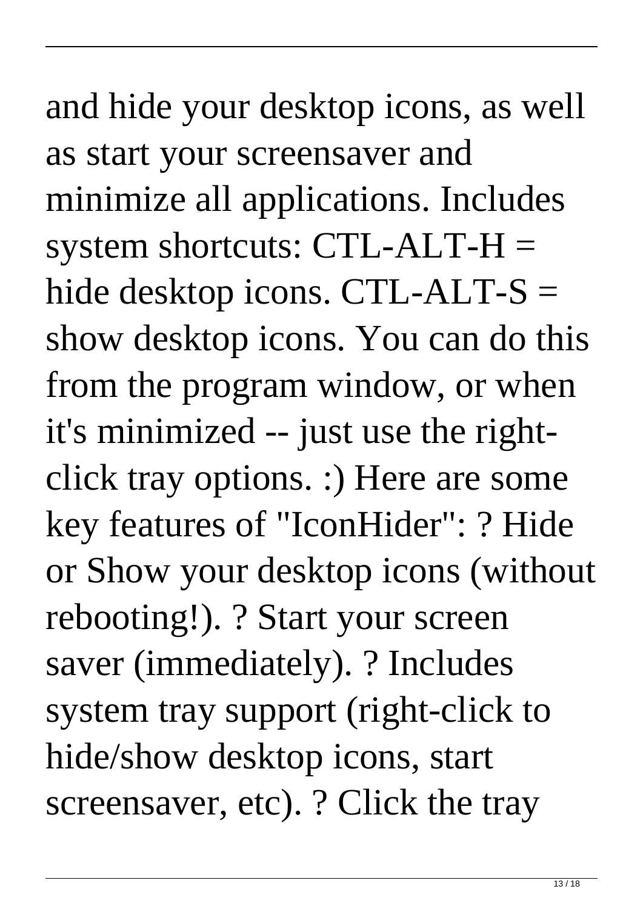and hide your desktop icons, as well as start your screensaver and minimize all applications. Includes system shortcuts: CTL-ALT-H = hide desktop icons. CTL-ALT-S = show desktop icons. You can do this from the program window, or when it's minimized -- just use the right-click tray options. :) Here are some key features of "IconHider": ? Hide or Show your desktop icons (without rebooting!). ? Start your screen saver (immediately). ? Includes system tray support (right-click to hide/show desktop icons, start screensaver, etc). ? Click the tray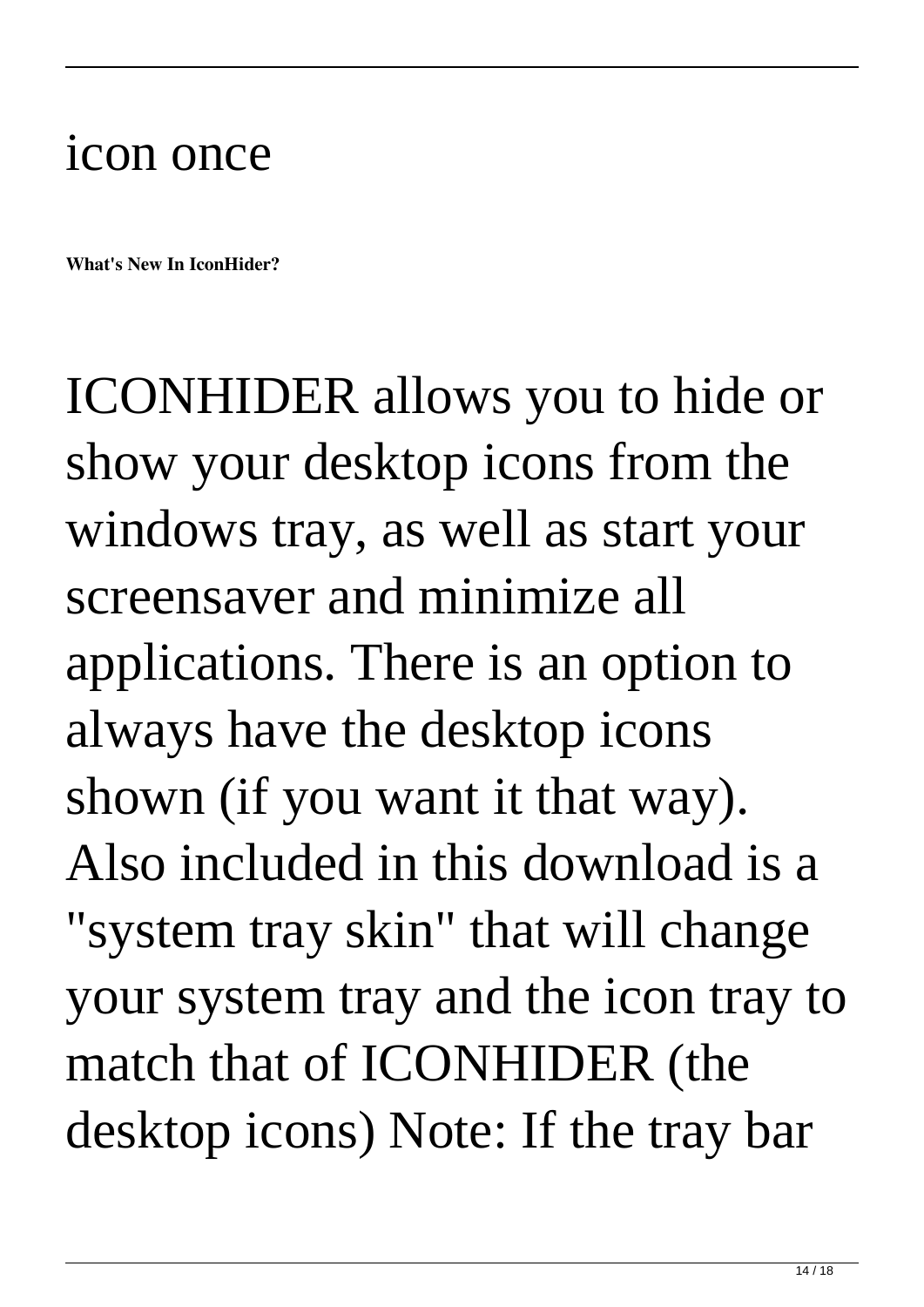icon once

**What's New In IconHider?**

ICONHIDER allows you to hide or show your desktop icons from the windows tray, as well as start your screensaver and minimize all applications. There is an option to always have the desktop icons shown (if you want it that way). Also included in this download is a "system tray skin" that will change your system tray and the icon tray to match that of ICONHIDER (the desktop icons) Note: If the tray bar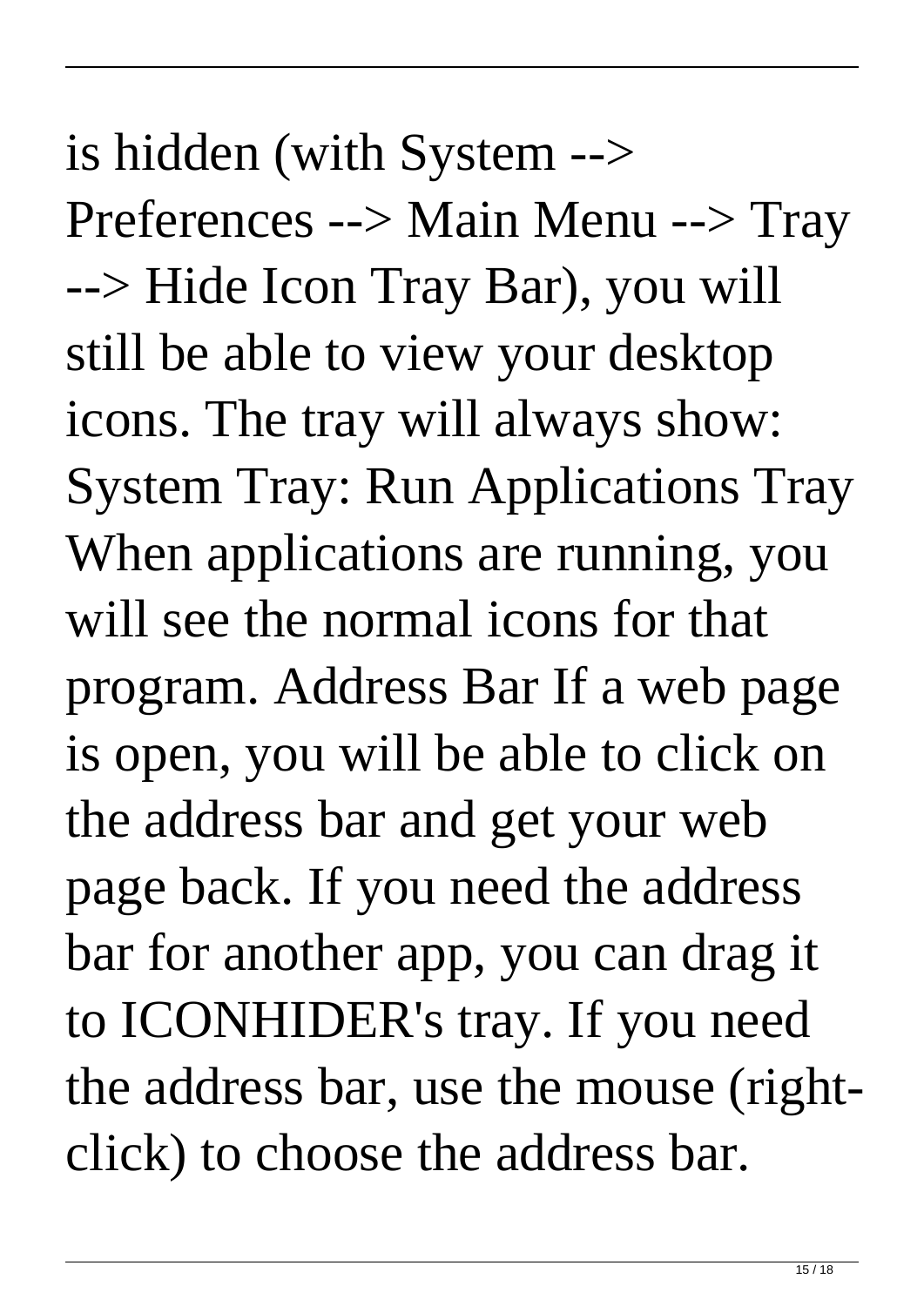is hidden (with System --> Preferences --> Main Menu --> Tray --> Hide Icon Tray Bar), you will still be able to view your desktop icons. The tray will always show: System Tray: Run Applications Tray When applications are running, you will see the normal icons for that program. Address Bar If a web page is open, you will be able to click on the address bar and get your web page back. If you need the address bar for another app, you can drag it to ICONHIDER's tray. If you need the address bar, use the mouse (right-click) to choose the address bar.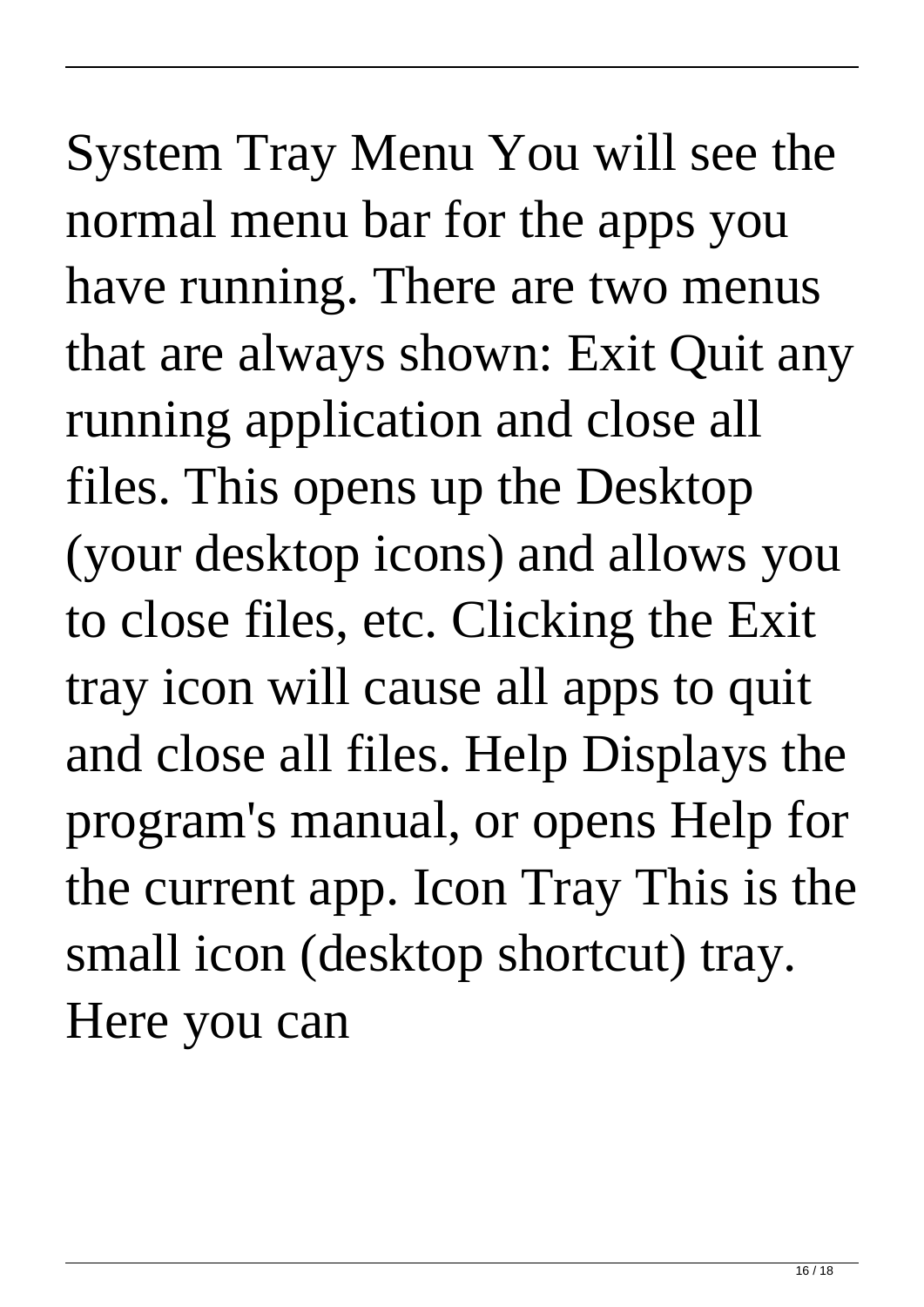System Tray Menu You will see the normal menu bar for the apps you have running. There are two menus that are always shown: Exit Quit any running application and close all files. This opens up the Desktop (your desktop icons) and allows you to close files, etc. Clicking the Exit tray icon will cause all apps to quit and close all files. Help Displays the program's manual, or opens Help for the current app. Icon Tray This is the small icon (desktop shortcut) tray. Here you can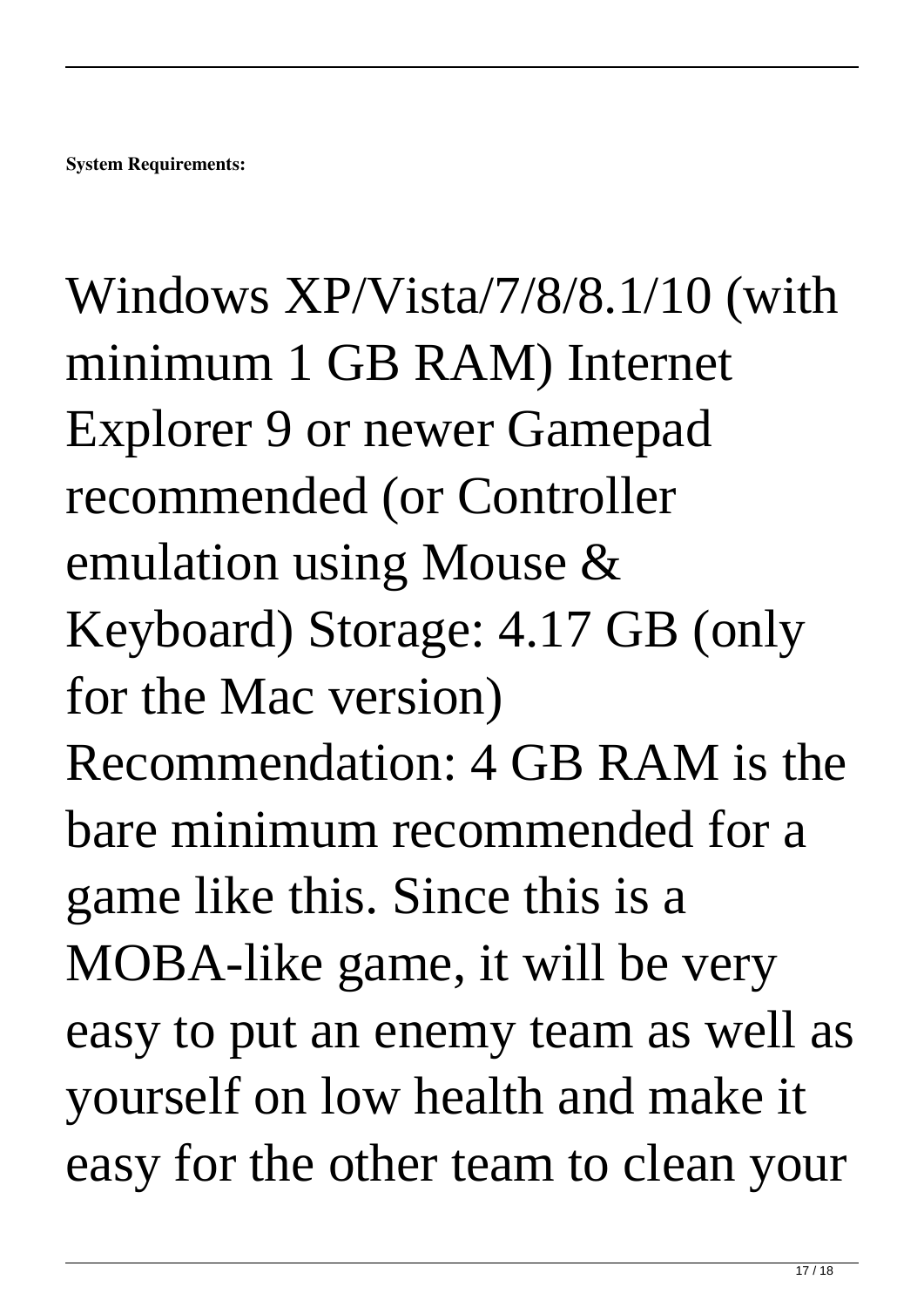**System Requirements:**

Windows XP/Vista/7/8/8.1/10 (with minimum 1 GB RAM) Internet Explorer 9 or newer Gamepad recommended (or Controller emulation using Mouse & Keyboard) Storage: 4.17 GB (only for the Mac version) Recommendation: 4 GB RAM is the bare minimum recommended for a game like this. Since this is a MOBA-like game, it will be very easy to put an enemy team as well as yourself on low health and make it easy for the other team to clean your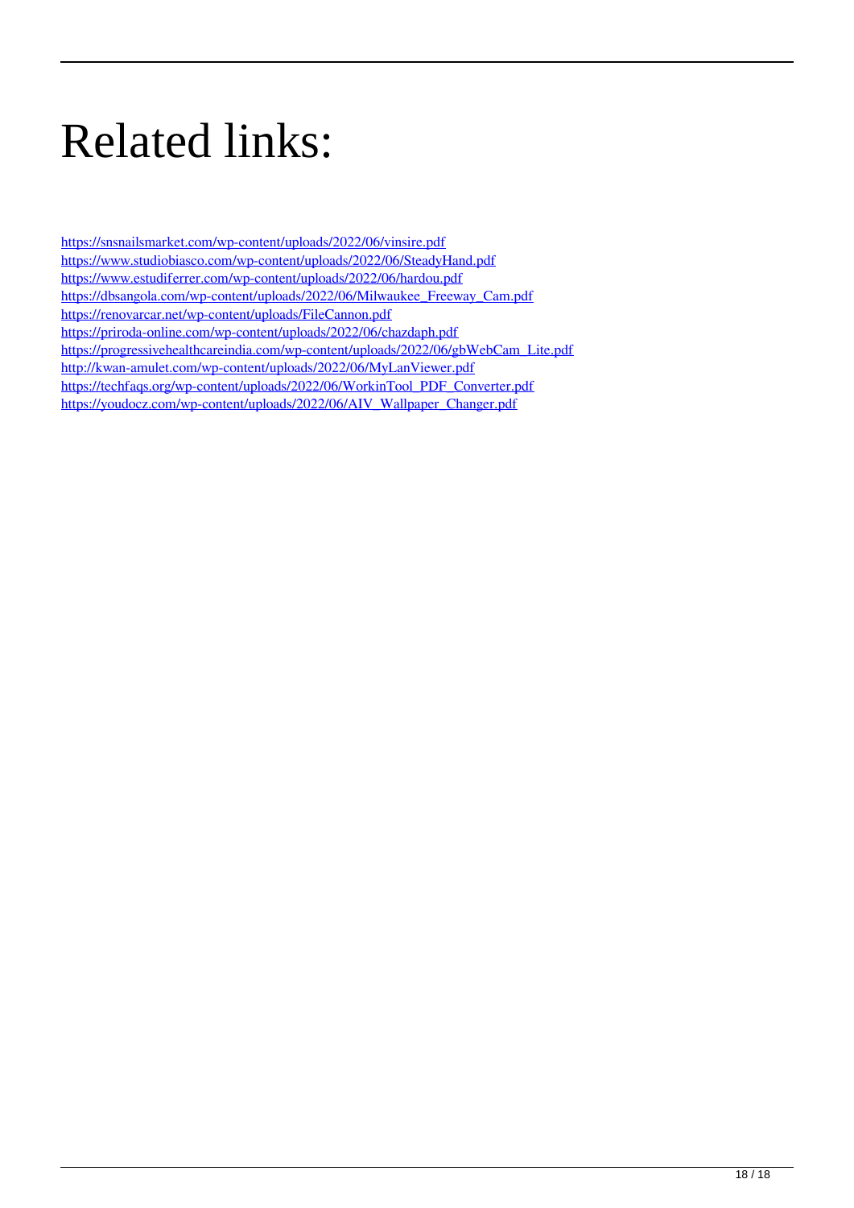# Related links:

https://snsnailsmarket.com/wp-content/uploads/2022/06/vinsire.pdf
https://www.studiobiasco.com/wp-content/uploads/2022/06/SteadyHand.pdf
https://www.estudiferrer.com/wp-content/uploads/2022/06/hardou.pdf
https://dbsangola.com/wp-content/uploads/2022/06/Milwaukee_Freeway_Cam.pdf
https://renovarcar.net/wp-content/uploads/FileCannon.pdf
https://priroda-online.com/wp-content/uploads/2022/06/chazdaph.pdf
https://progressivehealthcareindia.com/wp-content/uploads/2022/06/gbWebCam_Lite.pdf
http://kwan-amulet.com/wp-content/uploads/2022/06/MyLanViewer.pdf
https://techfaqs.org/wp-content/uploads/2022/06/WorkinTool_PDF_Converter.pdf
https://youdocz.com/wp-content/uploads/2022/06/AIV_Wallpaper_Changer.pdf